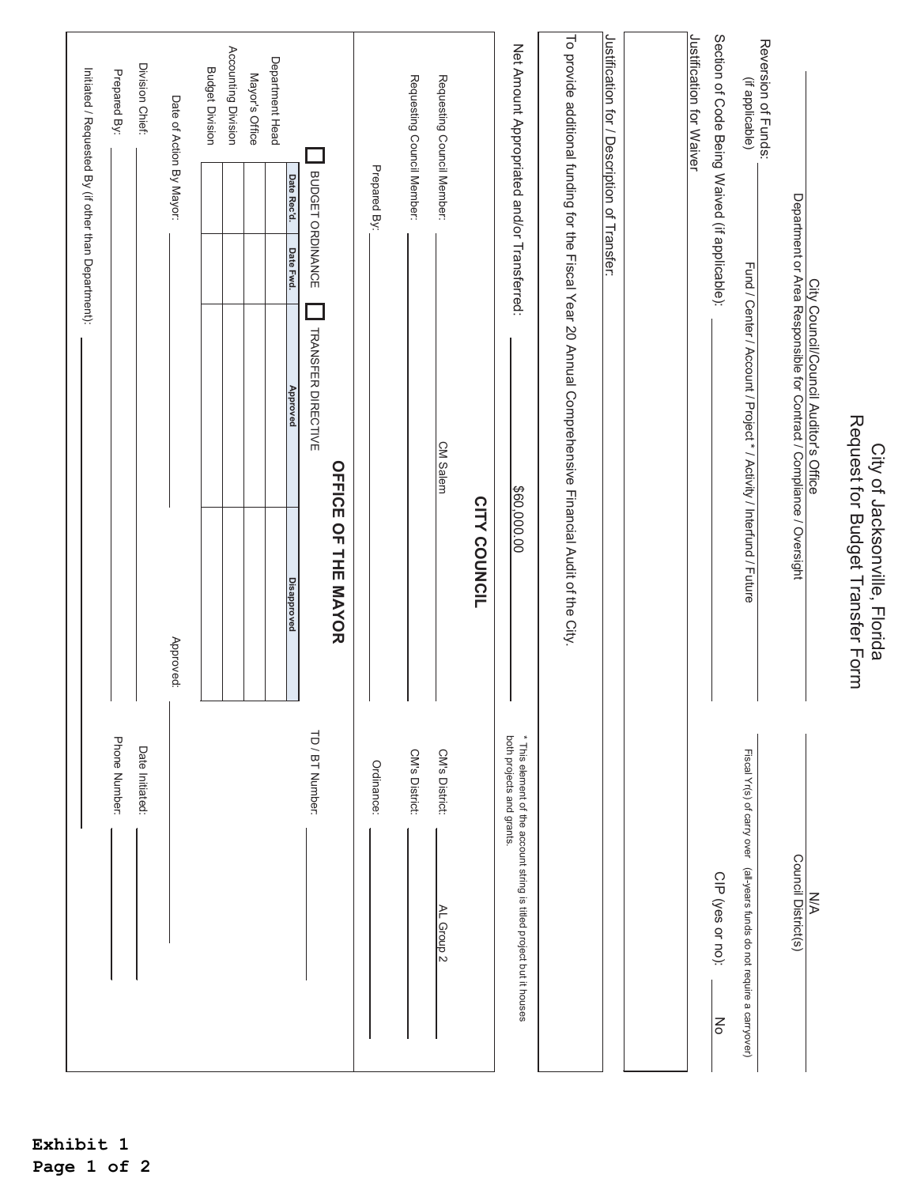# City of Jacksonville, Florida
# Request for Budget Transfer Form

City Council/Council Auditor's Office

Department or Area Responsible for Contract / Compliance / Oversight

N/A

Council District(s)

Reversion of Funds: (if applicable) ______

Fund / Center / Account / Project * / Activity / Interfund / Future

Fiscal Yr(s) of carry over (all-years funds do not require a carryover)

Section of Code Being Waived (if applicable): ______ CIP (yes or no): No

Justification for Waiver

Justification for / Description of Transfer:

To provide additional funding for the Fiscal Year 20 Annual Comprehensive Financial Audit of the City.

Net Amount Appropriated and/or Transferred: $60,000.00

* This element of the account string is titled project but it houses both projects and grants.

## CITY COUNCIL

Requesting Council Member: CM Salem CM's District: AL Group 2

Requesting Council Member: ______ CM's District: ______

Prepared By: ______ Ordinance: ______

## OFFICE OF THE MAYOR

☐ BUDGET ORDINANCE ☐ TRANSFER DIRECTIVE TD / BT Number: ______

| | Date Rec'd. | Date Fwd. | Approved | Disapproved |
|---|---|---|---|---|
| Department Head | | | | |
| Mayor's Office | | | | |
| Accounting Division | | | | |
| Budget Division | | | | |

Date of Action By Mayor: ______ Approved: ______

Division Chief: ______ Date Initiated: ______

Prepared By: ______ Phone Number: ______

Initiated / Requested By (if other than Department): ______

Exhibit 1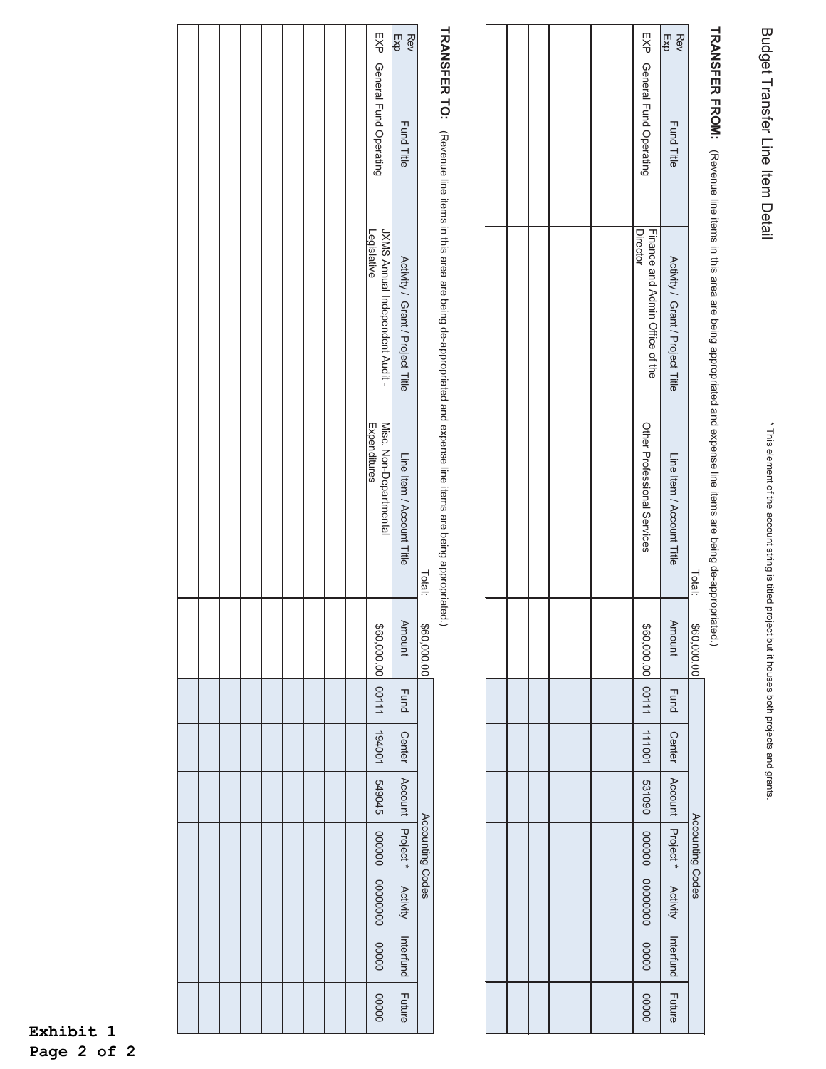# Budget Transfer Line Item Detail

\* This element of the account string is titled project but it houses both projects and grants.

**TRANSFER FROM:** (Revenue line items in this area are being appropriated and expense line items are being de-appropriated.)

| | | | | | Accounting Codes | | | | | | |
|---|---|---|---|---|---|---|---|---|---|---|---|
| | | | Total: | $60,000.00 | | | | | | | |
| Rev Exp | Fund Title | Activity / Grant / Project Title | Line Item / Account Title | Amount | Fund | Center | Account | Project * | Activity | Interfund | Future |
| EXP | General Fund Operating | Finance and Admin Office of the Director | Other Professional Services | $60,000.00 | 00111 | 111001 | 531090 | 000000 | 0000000 | 00000 | 0000 |
| | | | | | | | | | | | |
| | | | | | | | | | | | |
| | | | | | | | | | | | |
| | | | | | | | | | | | |
| | | | | | | | | | | | |
| | | | | | | | | | | | |
| | | | | | | | | | | | |
| | | | | | | | | | | | |
| | | | | | | | | | | | |

**TRANSFER TO:** (Revenue line items in this area are being de-appropriated and expense line items are being appropriated.)

| | | | | | Accounting Codes | | | | | | |
|---|---|---|---|---|---|---|---|---|---|---|---|
| | | | Total: | $60,000.00 | | | | | | | |
| Rev Exp | Fund Title | Activity / Grant / Project Title | Line Item / Account Title | Amount | Fund | Center | Account | Project * | Activity | Interfund | Future |
| EXP | General Fund Operating | JXMS Annual Independent Audit - Legislative | Misc. Non-Departmental Expenditures | $60,000.00 | 00111 | 194001 | 549045 | 000000 | 0000000 | 00000 | 0000 |
| | | | | | | | | | | | |
| | | | | | | | | | | | |
| | | | | | | | | | | | |
| | | | | | | | | | | | |
| | | | | | | | | | | | |
| | | | | | | | | | | | |
| | | | | | | | | | | | |
| | | | | | | | | | | | |
| | | | | | | | | | | | |

**Exhibit 1**
**Page 2 of 2**